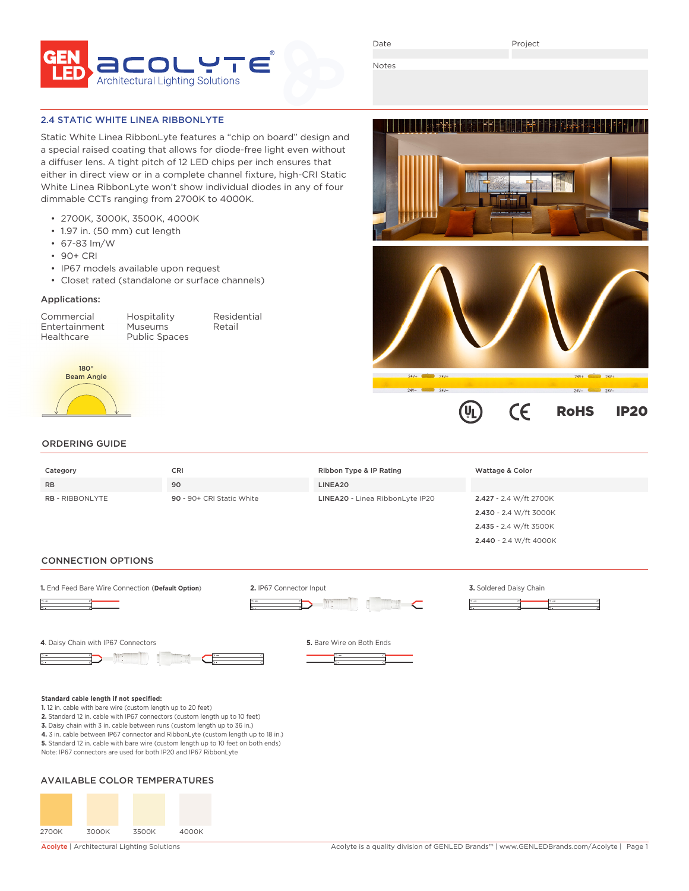GEN LED acolyte® Architectural Lighting Solutions

Date | Project

Notes

## 2.4 STATIC WHITE LINEA RIBBONLYTE

Static White Linea RibbonLyte features a "chip on board" design and a special raised coating that allows for diode-free light even without a diffuser lens. A tight pitch of 12 LED chips per inch ensures that either in direct view or in a complete channel fixture, high-CRI Static White Linea RibbonLyte won't show individual diodes in any of four dimmable CCTs ranging from 2700K to 4000K.

- 2700K, 3000K, 3500K, 4000K
- 1.97 in. (50 mm) cut length
- 67-83 lm/W
- 90+ CRI
- IP67 models available upon request
- Closet rated (standalone or surface channels)

### Applications:

| | | |
|---|---|---|
| Commercial | Hospitality | Residential |
| Entertainment | Museums | Retail |
| Healthcare | Public Spaces | |

180° Beam Angle

UL CE RoHS IP20

## ORDERING GUIDE

| Category | CRI | Ribbon Type & IP Rating | Wattage & Color |
|---|---|---|---|
| RB | 90 | LINEA20 | |
| **RB** - RIBBONLYTE | **90** - 90+ CRI Static White | **LINEA20** - Linea RibbonLyte IP20 | **2.427** - 2.4 W/ft 2700K |
| | | | **2.430** - 2.4 W/ft 3000K |
| | | | **2.435** - 2.4 W/ft 3500K |
| | | | **2.440** - 2.4 W/ft 4000K |

## CONNECTION OPTIONS

**1.** End Feed Bare Wire Connection (**Default Option**)

**2.** IP67 Connector Input

**3.** Soldered Daisy Chain

**4.** Daisy Chain with IP67 Connectors

**5.** Bare Wire on Both Ends

**Standard cable length if not specified:**
**1.** 12 in. cable with bare wire (custom length up to 20 feet)
**2.** Standard 12 in. cable with IP67 connectors (custom length up to 10 feet)
**3.** Daisy chain with 3 in. cable between runs (custom length up to 36 in.)
**4.** 3 in. cable between IP67 connector and RibbonLyte (custom length up to 18 in.)
**5.** Standard 12 in. cable with bare wire (custom length up to 10 feet on both ends)
Note: IP67 connectors are used for both IP20 and IP67 RibbonLyte

## AVAILABLE COLOR TEMPERATURES

2700K | 3000K | 3500K | 4000K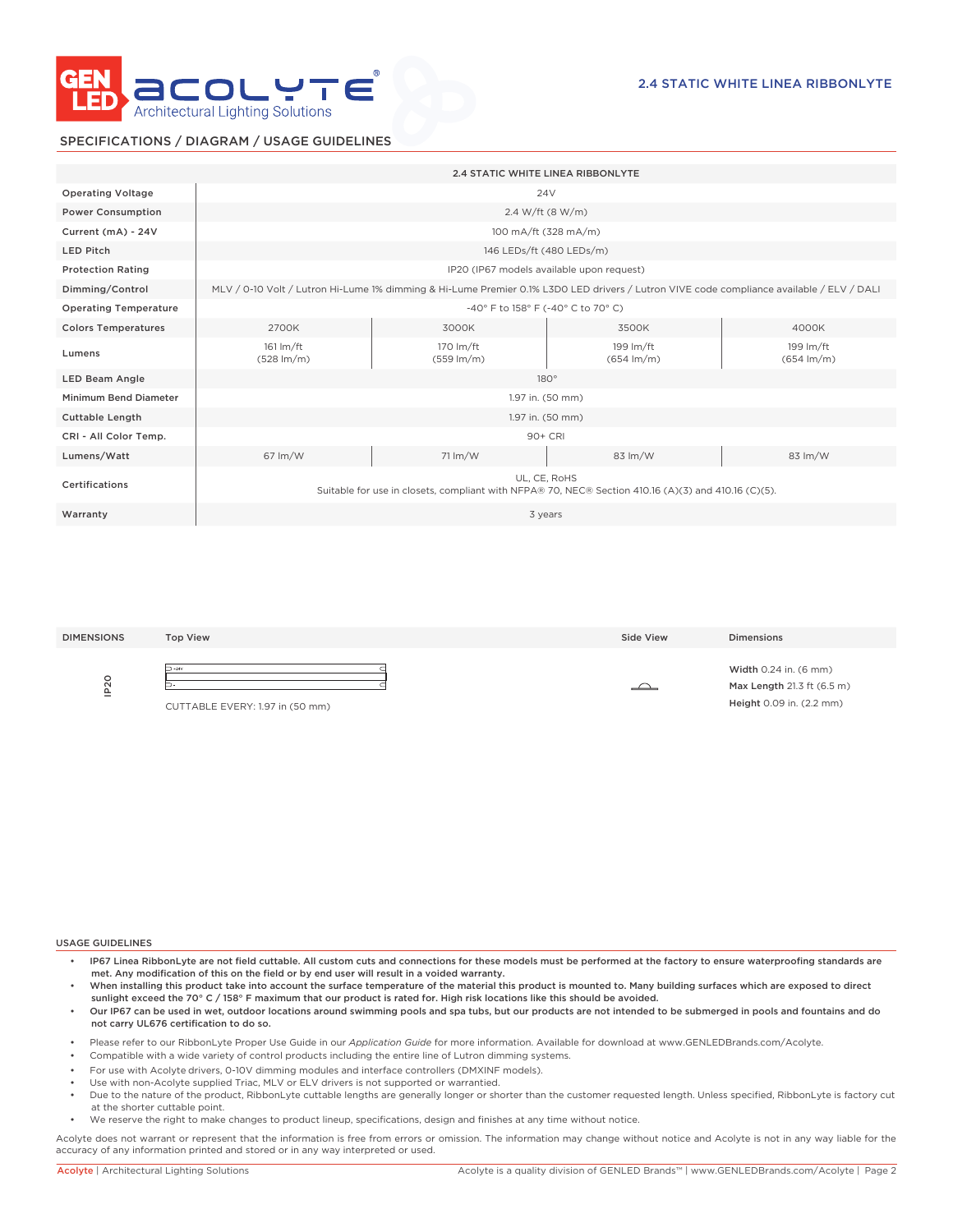# 2.4 STATIC WHITE LINEA RIBBONLYTE

## SPECIFICATIONS / DIAGRAM / USAGE GUIDELINES

| | 2.4 STATIC WHITE LINEA RIBBONLYTE | | | |
|---|---|---|---|---|
| Operating Voltage | 24V | | | |
| Power Consumption | 2.4 W/ft (8 W/m) | | | |
| Current (mA) - 24V | 100 mA/ft (328 mA/m) | | | |
| LED Pitch | 146 LEDs/ft (480 LEDs/m) | | | |
| Protection Rating | IP20 (IP67 models available upon request) | | | |
| Dimming/Control | MLV / 0-10 Volt / Lutron Hi-Lume 1% dimming & Hi-Lume Premier 0.1% L3D0 LED drivers / Lutron VIVE code compliance available / ELV / DALI | | | |
| Operating Temperature | -40° F to 158° F (-40° C to 70° C) | | | |
| Colors Temperatures | 2700K | 3000K | 3500K | 4000K |
| Lumens | 161 lm/ft (528 lm/m) | 170 lm/ft (559 lm/m) | 199 lm/ft (654 lm/m) | 199 lm/ft (654 lm/m) |
| LED Beam Angle | 180° | | | |
| Minimum Bend Diameter | 1.97 in. (50 mm) | | | |
| Cuttable Length | 1.97 in. (50 mm) | | | |
| CRI - All Color Temp. | 90+ CRI | | | |
| Lumens/Watt | 67 lm/W | 71 lm/W | 83 lm/W | 83 lm/W |
| Certifications | UL, CE, RoHS<br>Suitable for use in closets, compliant with NFPA® 70, NEC® Section 410.16 (A)(3) and 410.16 (C)(5). | | | |
| Warranty | 3 years | | | |

| DIMENSIONS | Top View | Side View | Dimensions |
|---|---|---|---|
| IP20 | CUTTABLE EVERY: 1.97 in (50 mm) | | **Width** 0.24 in. (6 mm)<br>**Max Length** 21.3 ft (6.5 m)<br>**Height** 0.09 in. (2.2 mm) |

## USAGE GUIDELINES

- **IP67 Linea RibbonLyte are not field cuttable. All custom cuts and connections for these models must be performed at the factory to ensure waterproofing standards are met. Any modification of this on the field or by end user will result in a voided warranty.**
- **When installing this product take into account the surface temperature of the material this product is mounted to. Many building surfaces which are exposed to direct sunlight exceed the 70° C / 158° F maximum that our product is rated for. High risk locations like this should be avoided.**
- **Our IP67 can be used in wet, outdoor locations around swimming pools and spa tubs, but our products are not intended to be submerged in pools and fountains and do not carry UL676 certification to do so.**
- Please refer to our RibbonLyte Proper Use Guide in our *Application Guide* for more information. Available for download at www.GENLEDBrands.com/Acolyte.
- Compatible with a wide variety of control products including the entire line of Lutron dimming systems.
- For use with Acolyte drivers, 0-10V dimming modules and interface controllers (DMXINF models).
- Use with non-Acolyte supplied Triac, MLV or ELV drivers is not supported or warrantied.
- Due to the nature of the product, RibbonLyte cuttable lengths are generally longer or shorter than the customer requested length. Unless specified, RibbonLyte is factory cut at the shorter cuttable point.
- We reserve the right to make changes to product lineup, specifications, design and finishes at any time without notice.

Acolyte does not warrant or represent that the information is free from errors or omission. The information may change without notice and Acolyte is not in any way liable for the accuracy of any information printed and stored or in any way interpreted or used.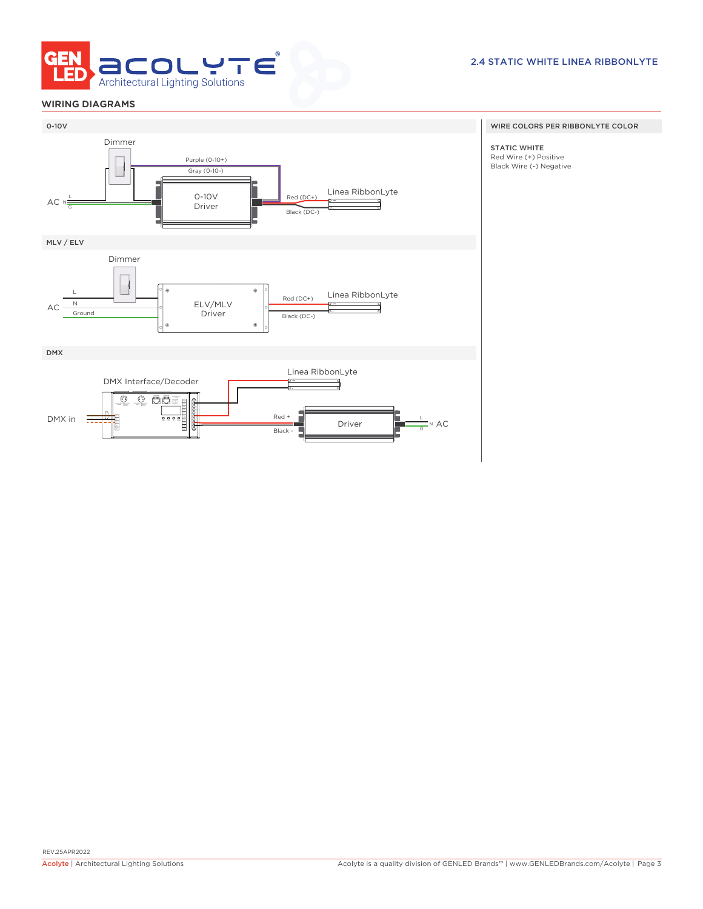## WIRING DIAGRAMS

### 0-10V

Dimmer

Purple (0-10+)

Gray (0-10-)

AC

L

N

G

0-10V Driver

Red (DC+)

Black (DC-)

Linea RibbonLyte

### MLV / ELV

Dimmer

L

N

AC

Ground

ELV/MLV Driver

Red (DC+)

Black (DC-)

Linea RibbonLyte

### DMX

Linea RibbonLyte

DMX Interface/Decoder

DMX in

Red +

Black -

Driver

L

N

G

AC

### WIRE COLORS PER RIBBONLYTE COLOR

**STATIC WHITE**
Red Wire (+) Positive
Black Wire (-) Negative

REV.25APR2022